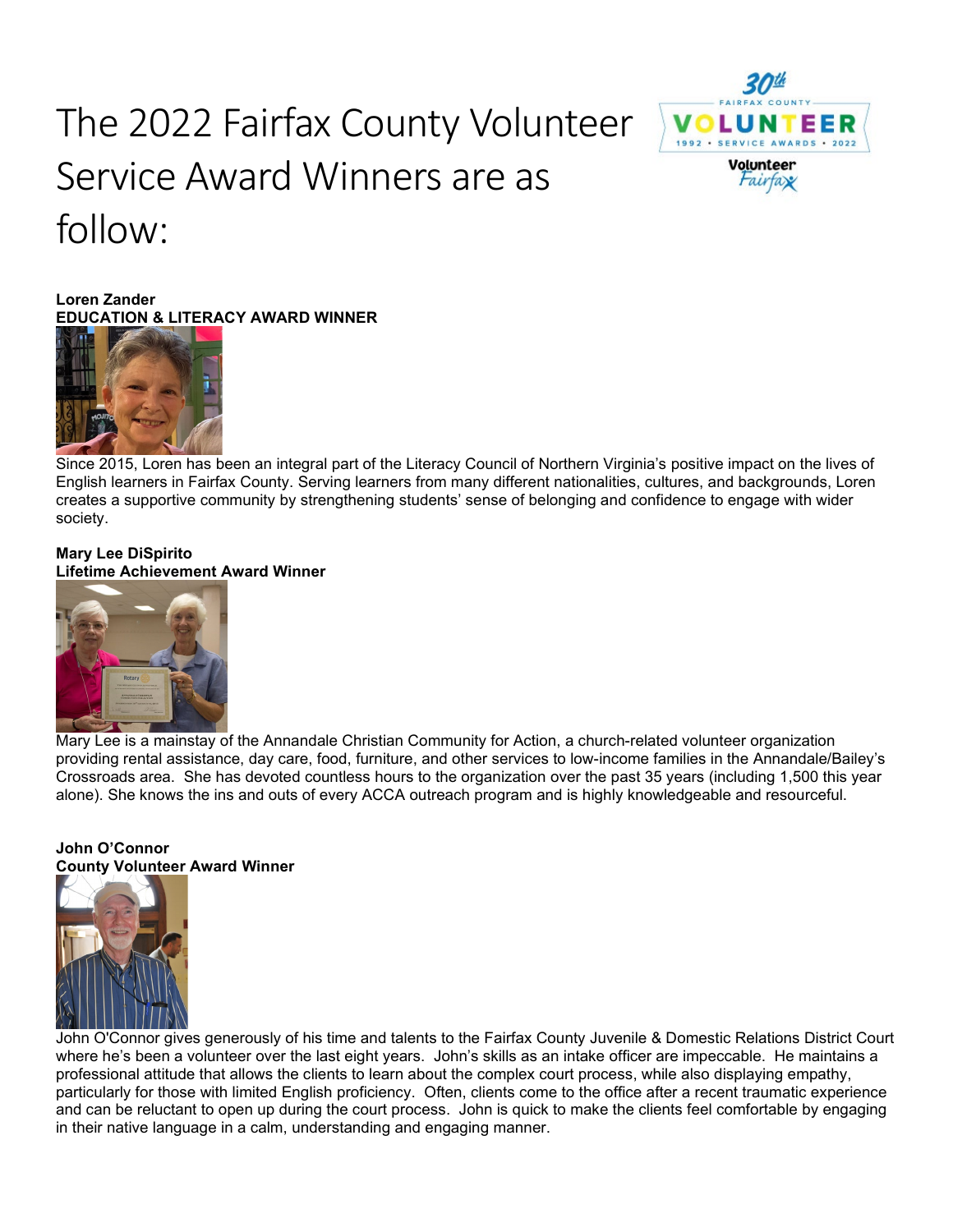# The 2022 Fairfax County Volunteer Service Award Winners are as follow:

**Loren Zander**
**EDUCATION & LITERACY AWARD WINNER**

Since 2015, Loren has been an integral part of the Literacy Council of Northern Virginia's positive impact on the lives of English learners in Fairfax County. Serving learners from many different nationalities, cultures, and backgrounds, Loren creates a supportive community by strengthening students' sense of belonging and confidence to engage with wider society.

**Mary Lee DiSpirito**
**Lifetime Achievement Award Winner**

Mary Lee is a mainstay of the Annandale Christian Community for Action, a church-related volunteer organization providing rental assistance, day care, food, furniture, and other services to low-income families in the Annandale/Bailey's Crossroads area. She has devoted countless hours to the organization over the past 35 years (including 1,500 this year alone). She knows the ins and outs of every ACCA outreach program and is highly knowledgeable and resourceful.

**John O'Connor**
**County Volunteer Award Winner**

John O'Connor gives generously of his time and talents to the Fairfax County Juvenile & Domestic Relations District Court where he's been a volunteer over the last eight years. John's skills as an intake officer are impeccable. He maintains a professional attitude that allows the clients to learn about the complex court process, while also displaying empathy, particularly for those with limited English proficiency. Often, clients come to the office after a recent traumatic experience and can be reluctant to open up during the court process. John is quick to make the clients feel comfortable by engaging in their native language in a calm, understanding and engaging manner.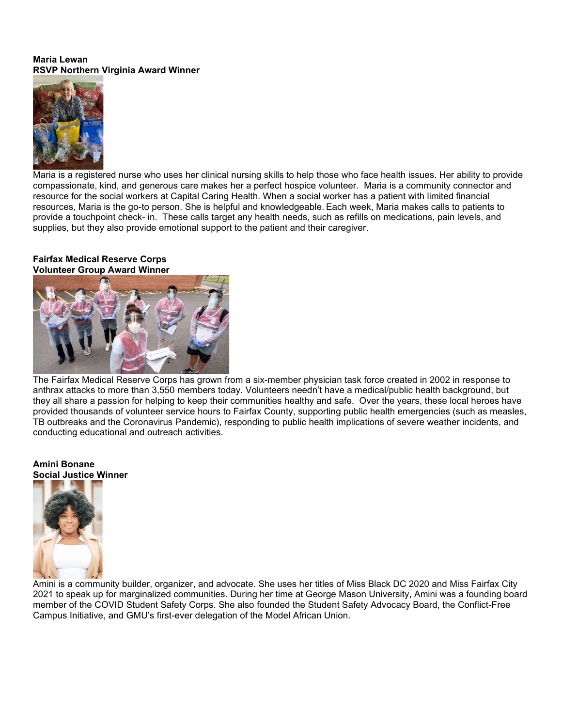**Maria Lewan**
**RSVP Northern Virginia Award Winner**

Maria is a registered nurse who uses her clinical nursing skills to help those who face health issues. Her ability to provide compassionate, kind, and generous care makes her a perfect hospice volunteer. Maria is a community connector and resource for the social workers at Capital Caring Health. When a social worker has a patient with limited financial resources, Maria is the go-to person. She is helpful and knowledgeable. Each week, Maria makes calls to patients to provide a touchpoint check- in. These calls target any health needs, such as refills on medications, pain levels, and supplies, but they also provide emotional support to the patient and their caregiver.

**Fairfax Medical Reserve Corps**
**Volunteer Group Award Winner**

The Fairfax Medical Reserve Corps has grown from a six-member physician task force created in 2002 in response to anthrax attacks to more than 3,550 members today. Volunteers needn't have a medical/public health background, but they all share a passion for helping to keep their communities healthy and safe. Over the years, these local heroes have provided thousands of volunteer service hours to Fairfax County, supporting public health emergencies (such as measles, TB outbreaks and the Coronavirus Pandemic), responding to public health implications of severe weather incidents, and conducting educational and outreach activities.

**Amini Bonane**
**Social Justice Winner**

Amini is a community builder, organizer, and advocate. She uses her titles of Miss Black DC 2020 and Miss Fairfax City 2021 to speak up for marginalized communities. During her time at George Mason University, Amini was a founding board member of the COVID Student Safety Corps. She also founded the Student Safety Advocacy Board, the Conflict-Free Campus Initiative, and GMU's first-ever delegation of the Model African Union.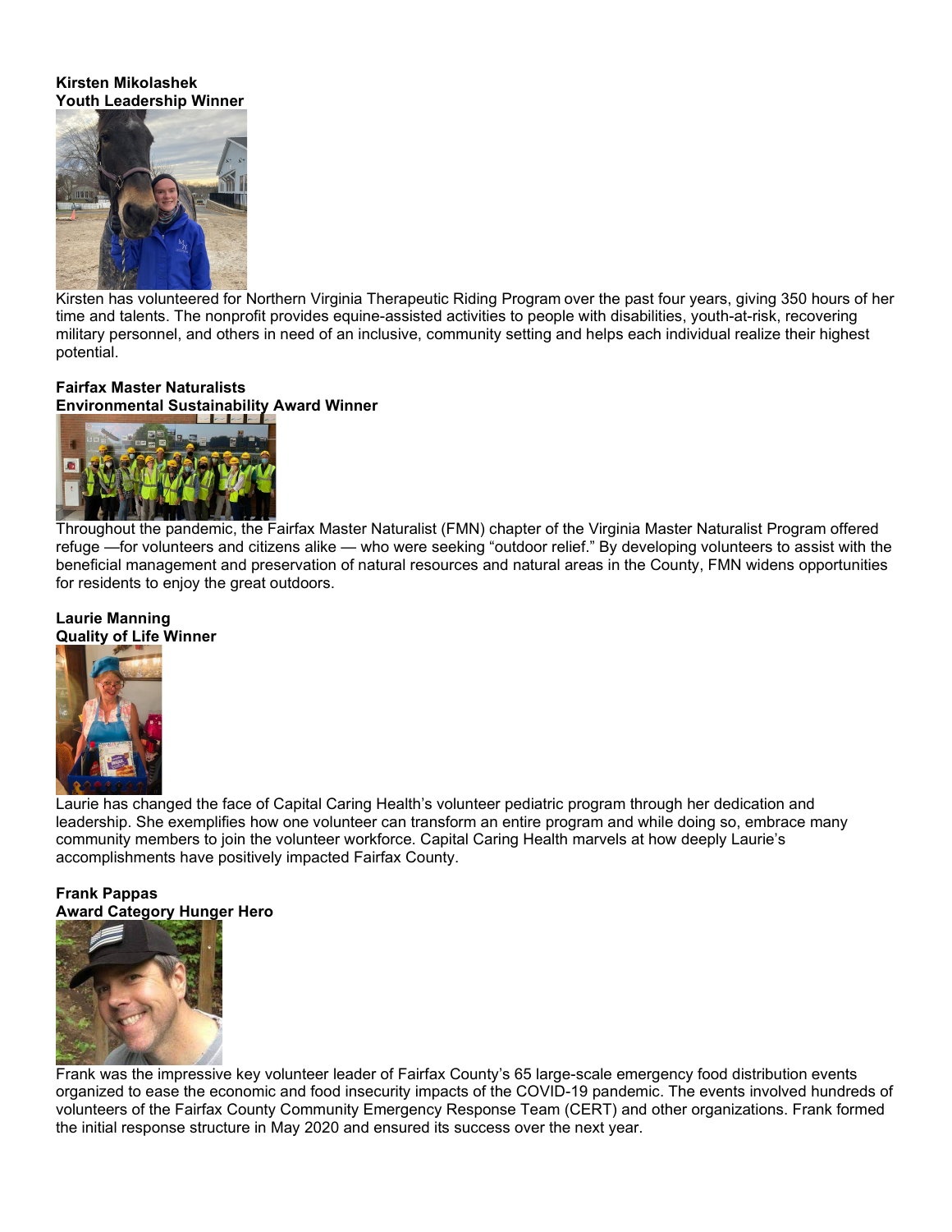**Kirsten Mikolashek**
**Youth Leadership Winner**

Kirsten has volunteered for Northern Virginia Therapeutic Riding Program over the past four years, giving 350 hours of her time and talents. The nonprofit provides equine-assisted activities to people with disabilities, youth-at-risk, recovering military personnel, and others in need of an inclusive, community setting and helps each individual realize their highest potential.

**Fairfax Master Naturalists**
**Environmental Sustainability Award Winner**

Throughout the pandemic, the Fairfax Master Naturalist (FMN) chapter of the Virginia Master Naturalist Program offered refuge —for volunteers and citizens alike — who were seeking "outdoor relief." By developing volunteers to assist with the beneficial management and preservation of natural resources and natural areas in the County, FMN widens opportunities for residents to enjoy the great outdoors.

**Laurie Manning**
**Quality of Life Winner**

Laurie has changed the face of Capital Caring Health's volunteer pediatric program through her dedication and leadership. She exemplifies how one volunteer can transform an entire program and while doing so, embrace many community members to join the volunteer workforce. Capital Caring Health marvels at how deeply Laurie's accomplishments have positively impacted Fairfax County.

**Frank Pappas**
**Award Category Hunger Hero**

Frank was the impressive key volunteer leader of Fairfax County's 65 large-scale emergency food distribution events organized to ease the economic and food insecurity impacts of the COVID-19 pandemic. The events involved hundreds of volunteers of the Fairfax County Community Emergency Response Team (CERT) and other organizations. Frank formed the initial response structure in May 2020 and ensured its success over the next year.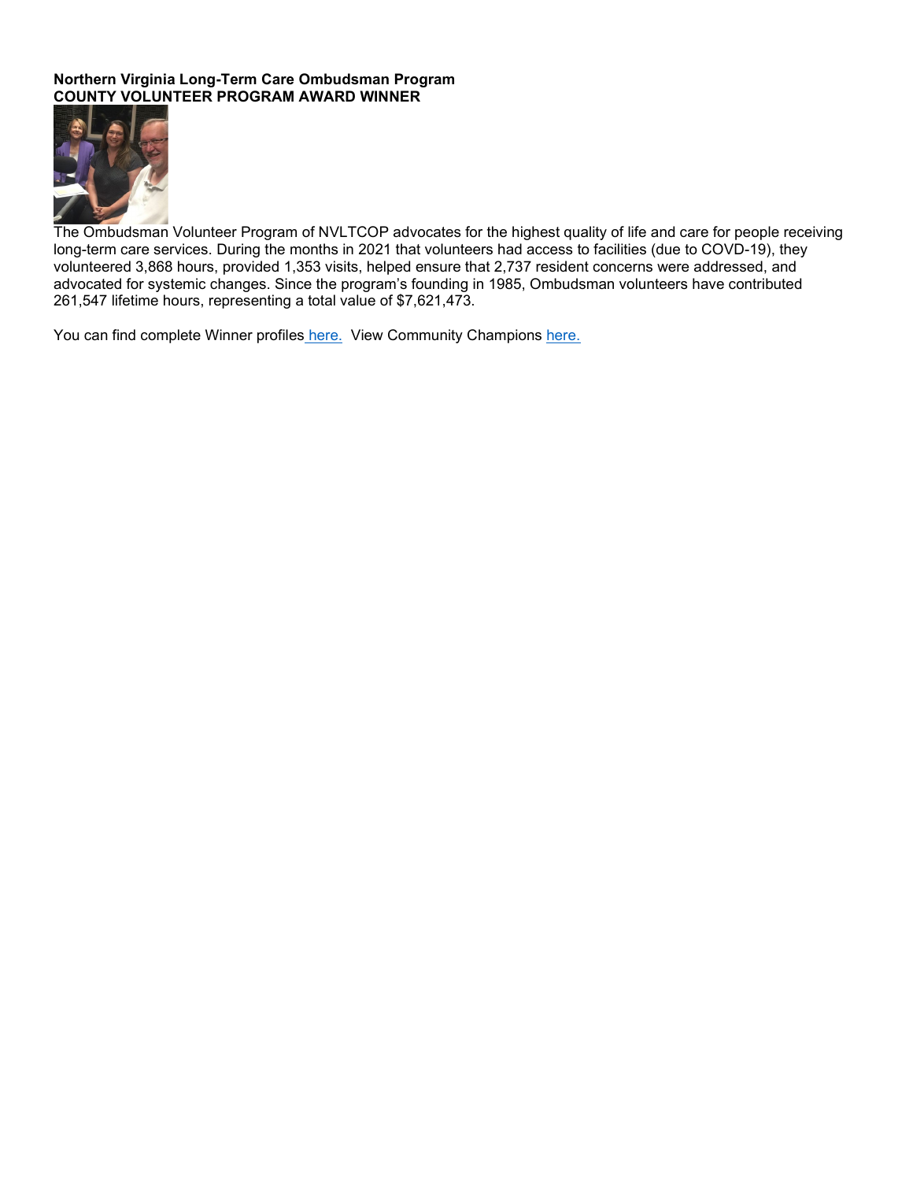**Northern Virginia Long-Term Care Ombudsman Program**
**COUNTY VOLUNTEER PROGRAM AWARD WINNER**

The Ombudsman Volunteer Program of NVLTCOP advocates for the highest quality of life and care for people receiving long-term care services. During the months in 2021 that volunteers had access to facilities (due to COVD-19), they volunteered 3,868 hours, provided 1,353 visits, helped ensure that 2,737 resident concerns were addressed, and advocated for systemic changes. Since the program's founding in 1985, Ombudsman volunteers have contributed 261,547 lifetime hours, representing a total value of $7,621,473.

You can find complete Winner profiles here. View Community Champions here.